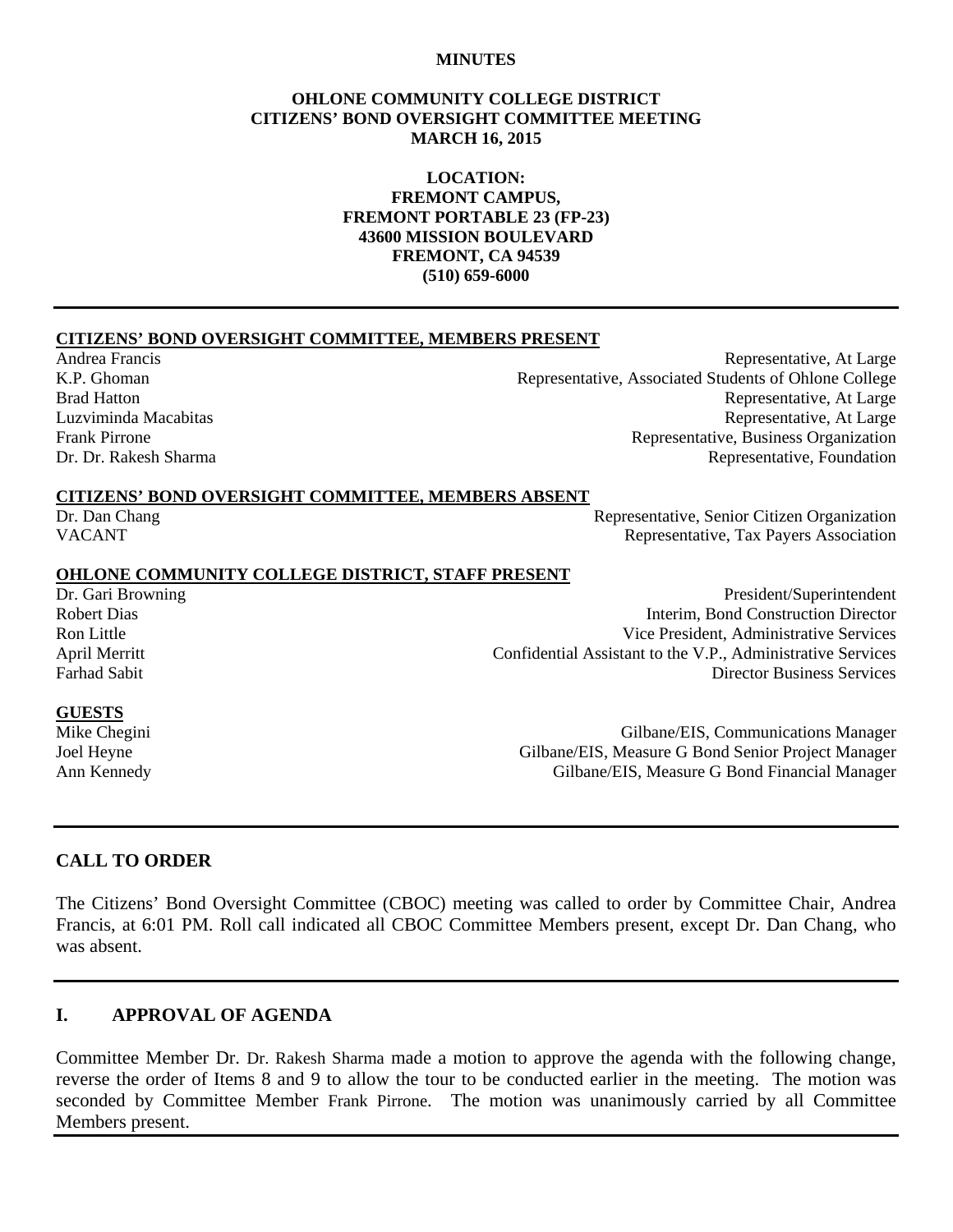**MINUTES**

**OHLONE COMMUNITY COLLEGE DISTRICT**
**CITIZENS' BOND OVERSIGHT COMMITTEE MEETING**
**MARCH 16, 2015**

**LOCATION:**
**FREMONT CAMPUS,**
**FREMONT PORTABLE 23 (FP-23)**
**43600 MISSION BOULEVARD**
**FREMONT, CA 94539**
**(510) 659-6000**

---

**CITIZENS' BOND OVERSIGHT COMMITTEE, MEMBERS PRESENT**

| | |
|---|---|
| Andrea Francis | Representative, At Large |
| K.P. Ghoman | Representative, Associated Students of Ohlone College |
| Brad Hatton | Representative, At Large |
| Luzviminda Macabitas | Representative, At Large |
| Frank Pirrone | Representative, Business Organization |
| Dr. Dr. Rakesh Sharma | Representative, Foundation |

**CITIZENS' BOND OVERSIGHT COMMITTEE, MEMBERS ABSENT**

| | |
|---|---|
| Dr. Dan Chang | Representative, Senior Citizen Organization |
| VACANT | Representative, Tax Payers Association |

**OHLONE COMMUNITY COLLEGE DISTRICT, STAFF PRESENT**

| | |
|---|---|
| Dr. Gari Browning | President/Superintendent |
| Robert Dias | Interim, Bond Construction Director |
| Ron Little | Vice President, Administrative Services |
| April Merritt | Confidential Assistant to the V.P., Administrative Services |
| Farhad Sabit | Director Business Services |

**GUESTS**

| | |
|---|---|
| Mike Chegini | Gilbane/EIS, Communications Manager |
| Joel Heyne | Gilbane/EIS, Measure G Bond Senior Project Manager |
| Ann Kennedy | Gilbane/EIS, Measure G Bond Financial Manager |

---

## CALL TO ORDER

The Citizens' Bond Oversight Committee (CBOC) meeting was called to order by Committee Chair, Andrea Francis, at 6:01 PM. Roll call indicated all CBOC Committee Members present, except Dr. Dan Chang, who was absent.

---

## I. APPROVAL OF AGENDA

Committee Member Dr. Dr. Rakesh Sharma made a motion to approve the agenda with the following change, reverse the order of Items 8 and 9 to allow the tour to be conducted earlier in the meeting. The motion was seconded by Committee Member Frank Pirrone. The motion was unanimously carried by all Committee Members present.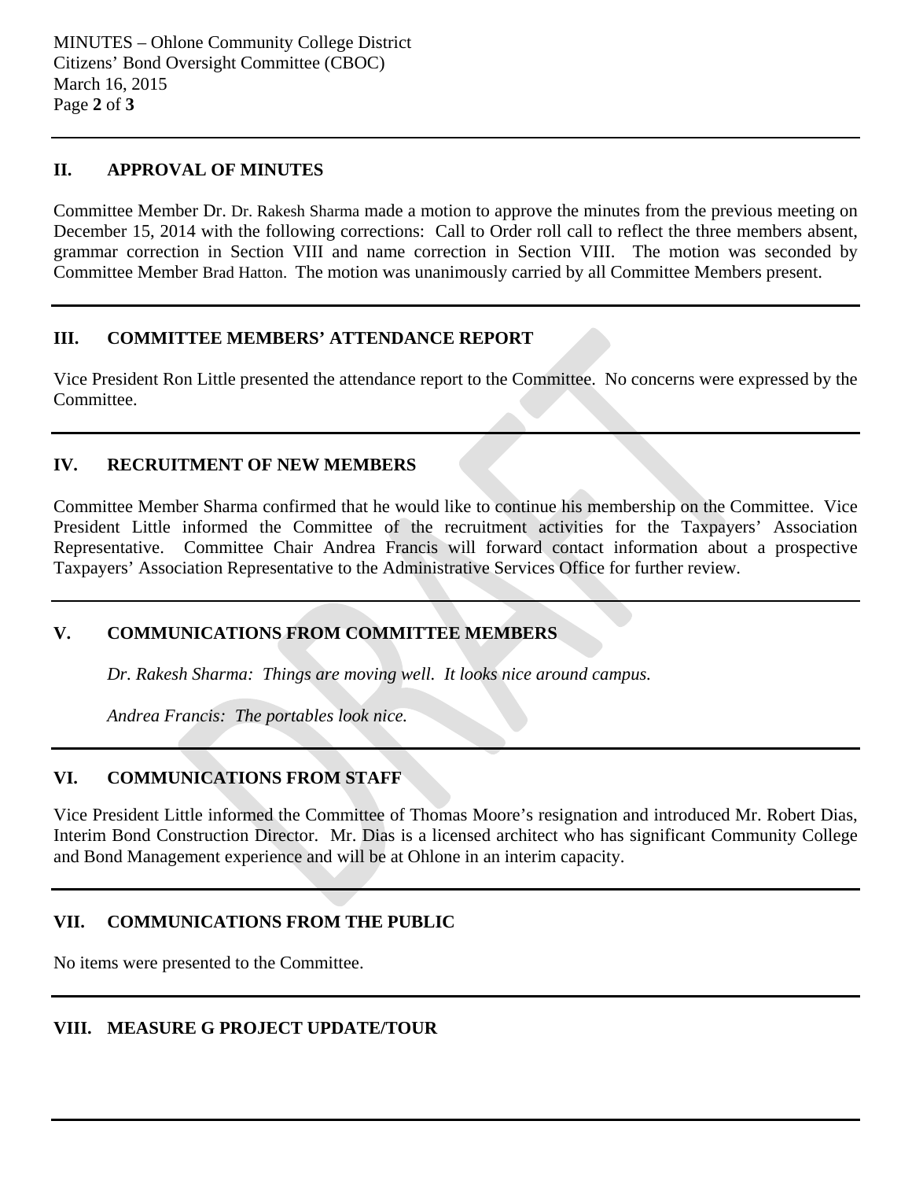## II. APPROVAL OF MINUTES

Committee Member Dr. Dr. Rakesh Sharma made a motion to approve the minutes from the previous meeting on December 15, 2014 with the following corrections: Call to Order roll call to reflect the three members absent, grammar correction in Section VIII and name correction in Section VIII. The motion was seconded by Committee Member Brad Hatton. The motion was unanimously carried by all Committee Members present.

## III. COMMITTEE MEMBERS' ATTENDANCE REPORT

Vice President Ron Little presented the attendance report to the Committee. No concerns were expressed by the Committee.

## IV. RECRUITMENT OF NEW MEMBERS

Committee Member Sharma confirmed that he would like to continue his membership on the Committee. Vice President Little informed the Committee of the recruitment activities for the Taxpayers' Association Representative. Committee Chair Andrea Francis will forward contact information about a prospective Taxpayers' Association Representative to the Administrative Services Office for further review.

## V. COMMUNICATIONS FROM COMMITTEE MEMBERS

*Dr. Rakesh Sharma: Things are moving well. It looks nice around campus.*

*Andrea Francis: The portables look nice.*

## VI. COMMUNICATIONS FROM STAFF

Vice President Little informed the Committee of Thomas Moore's resignation and introduced Mr. Robert Dias, Interim Bond Construction Director. Mr. Dias is a licensed architect who has significant Community College and Bond Management experience and will be at Ohlone in an interim capacity.

## VII. COMMUNICATIONS FROM THE PUBLIC

No items were presented to the Committee.

## VIII. MEASURE G PROJECT UPDATE/TOUR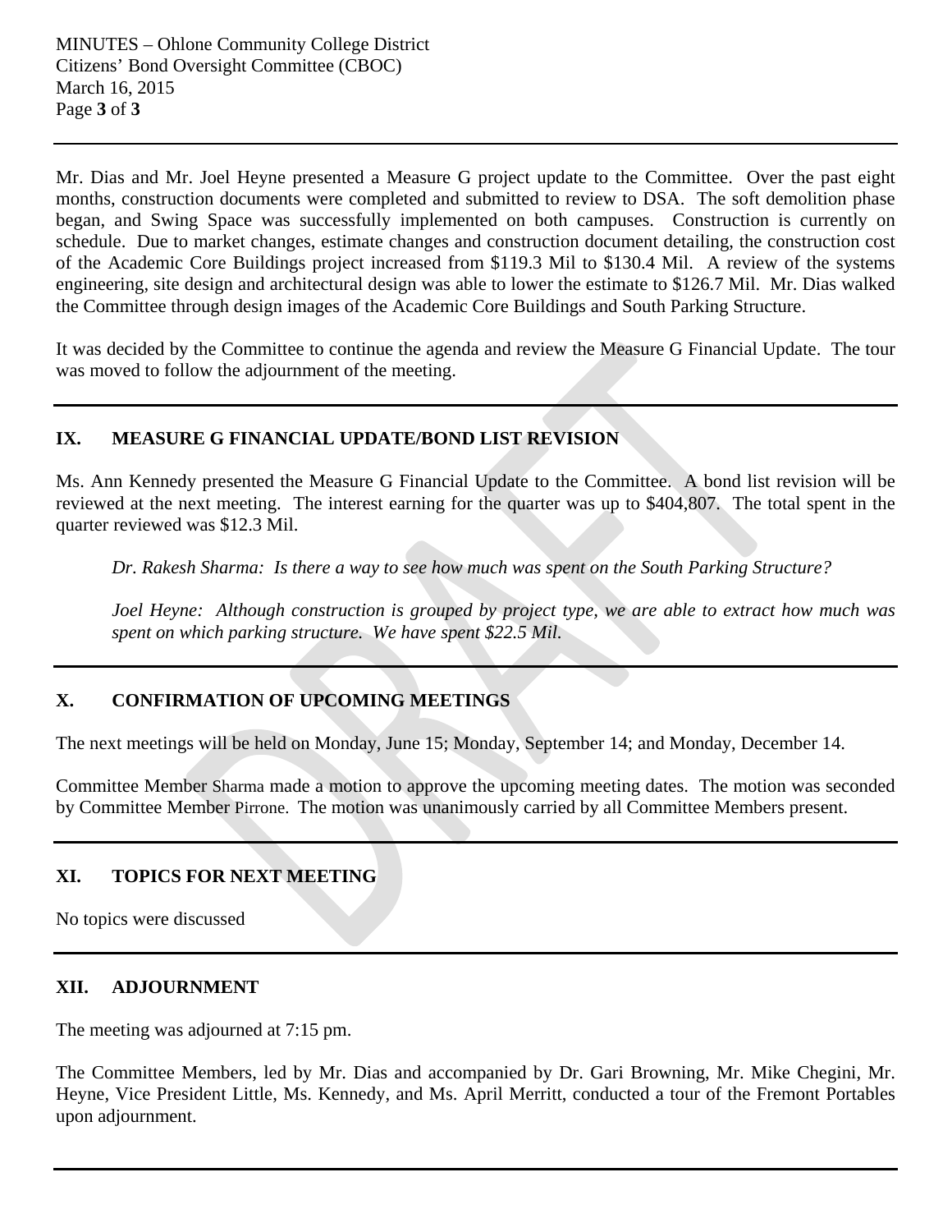Mr. Dias and Mr. Joel Heyne presented a Measure G project update to the Committee. Over the past eight months, construction documents were completed and submitted to review to DSA. The soft demolition phase began, and Swing Space was successfully implemented on both campuses. Construction is currently on schedule. Due to market changes, estimate changes and construction document detailing, the construction cost of the Academic Core Buildings project increased from $119.3 Mil to $130.4 Mil. A review of the systems engineering, site design and architectural design was able to lower the estimate to $126.7 Mil. Mr. Dias walked the Committee through design images of the Academic Core Buildings and South Parking Structure.

It was decided by the Committee to continue the agenda and review the Measure G Financial Update. The tour was moved to follow the adjournment of the meeting.

## IX. MEASURE G FINANCIAL UPDATE/BOND LIST REVISION

Ms. Ann Kennedy presented the Measure G Financial Update to the Committee. A bond list revision will be reviewed at the next meeting. The interest earning for the quarter was up to $404,807. The total spent in the quarter reviewed was $12.3 Mil.

> *Dr. Rakesh Sharma: Is there a way to see how much was spent on the South Parking Structure?*
>
> *Joel Heyne: Although construction is grouped by project type, we are able to extract how much was spent on which parking structure. We have spent $22.5 Mil.*

## X. CONFIRMATION OF UPCOMING MEETINGS

The next meetings will be held on Monday, June 15; Monday, September 14; and Monday, December 14.

Committee Member Sharma made a motion to approve the upcoming meeting dates. The motion was seconded by Committee Member Pirrone. The motion was unanimously carried by all Committee Members present.

## XI. TOPICS FOR NEXT MEETING

No topics were discussed

## XII. ADJOURNMENT

The meeting was adjourned at 7:15 pm.

The Committee Members, led by Mr. Dias and accompanied by Dr. Gari Browning, Mr. Mike Chegini, Mr. Heyne, Vice President Little, Ms. Kennedy, and Ms. April Merritt, conducted a tour of the Fremont Portables upon adjournment.